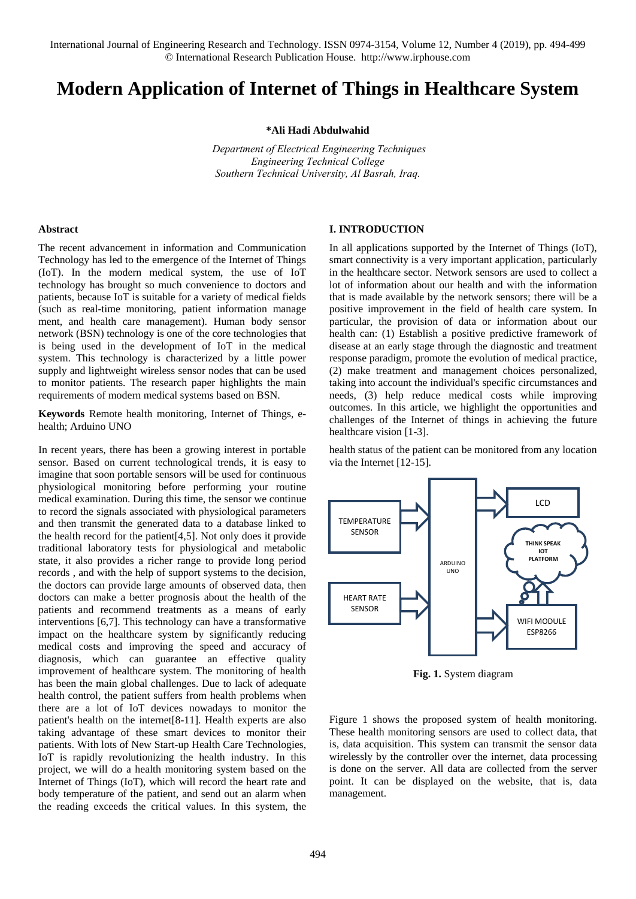# Modern Application of Internet of Things in Healthcare System

**\*Ali Hadi Abdulwahid**

*Department of Electrical Engineering Techniques*
*Engineering Technical College*
*Southern Technical University, Al Basrah, Iraq.*

### Abstract

The recent advancement in information and Communication Technology has led to the emergence of the Internet of Things (IoT). In the modern medical system, the use of IoT technology has brought so much convenience to doctors and patients, because IoT is suitable for a variety of medical fields (such as real-time monitoring, patient information manage ment, and health care management). Human body sensor network (BSN) technology is one of the core technologies that is being used in the development of IoT in the medical system. This technology is characterized by a little power supply and lightweight wireless sensor nodes that can be used to monitor patients. The research paper highlights the main requirements of modern medical systems based on BSN.

**Keywords** Remote health monitoring, Internet of Things, e-health; Arduino UNO

In recent years, there has been a growing interest in portable sensor. Based on current technological trends, it is easy to imagine that soon portable sensors will be used for continuous physiological monitoring before performing your routine medical examination. During this time, the sensor we continue to record the signals associated with physiological parameters and then transmit the generated data to a database linked to the health record for the patient[4,5]. Not only does it provide traditional laboratory tests for physiological and metabolic state, it also provides a richer range to provide long period records , and with the help of support systems to the decision, the doctors can provide large amounts of observed data, then doctors can make a better prognosis about the health of the patients and recommend treatments as a means of early interventions [6,7]. This technology can have a transformative impact on the healthcare system by significantly reducing medical costs and improving the speed and accuracy of diagnosis, which can guarantee an effective quality improvement of healthcare system. The monitoring of health has been the main global challenges. Due to lack of adequate health control, the patient suffers from health problems when there are a lot of IoT devices nowadays to monitor the patient's health on the internet[8-11]. Health experts are also taking advantage of these smart devices to monitor their patients. With lots of New Start-up Health Care Technologies, IoT is rapidly revolutionizing the health industry. In this project, we will do a health monitoring system based on the Internet of Things (IoT), which will record the heart rate and body temperature of the patient, and send out an alarm when the reading exceeds the critical values. In this system, the health status of the patient can be monitored from any location via the Internet [12-15].

## I. INTRODUCTION

In all applications supported by the Internet of Things (IoT), smart connectivity is a very important application, particularly in the healthcare sector. Network sensors are used to collect a lot of information about our health and with the information that is made available by the network sensors; there will be a positive improvement in the field of health care system. In particular, the provision of data or information about our health can: (1) Establish a positive predictive framework of disease at an early stage through the diagnostic and treatment response paradigm, promote the evolution of medical practice, (2) make treatment and management choices personalized, taking into account the individual's specific circumstances and needs, (3) help reduce medical costs while improving outcomes. In this article, we highlight the opportunities and challenges of the Internet of things in achieving the future healthcare vision [1-3].

**Fig. 1.** System diagram

Figure 1 shows the proposed system of health monitoring. These health monitoring sensors are used to collect data, that is, data acquisition. This system can transmit the sensor data wirelessly by the controller over the internet, data processing is done on the server. All data are collected from the server point. It can be displayed on the website, that is, data management.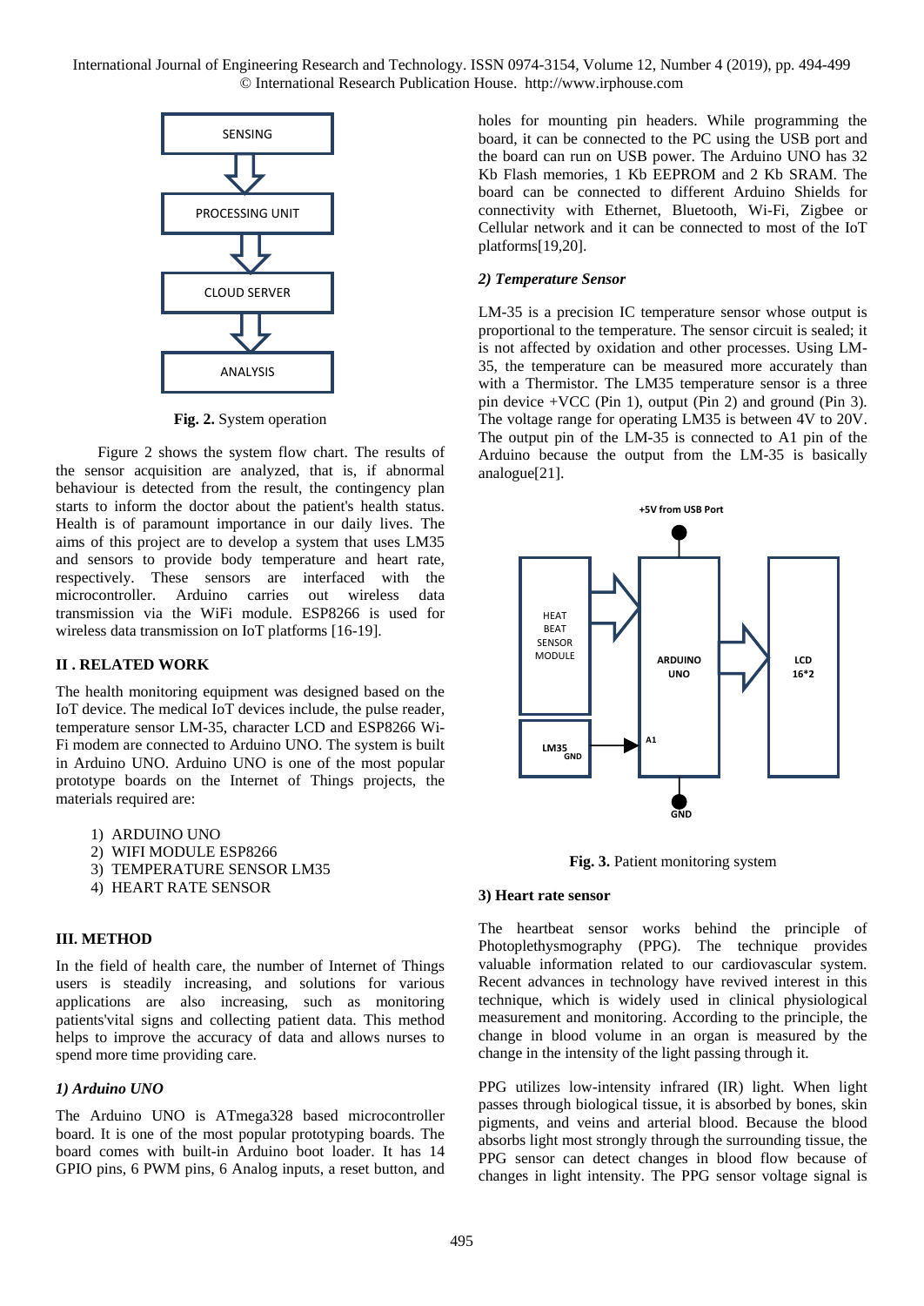Fig. 2. System operation

Figure 2 shows the system flow chart. The results of the sensor acquisition are analyzed, that is, if abnormal behaviour is detected from the result, the contingency plan starts to inform the doctor about the patient's health status. Health is of paramount importance in our daily lives. The aims of this project are to develop a system that uses LM35 and sensors to provide body temperature and heart rate, respectively. These sensors are interfaced with the microcontroller. Arduino carries out wireless data transmission via the WiFi module. ESP8266 is used for wireless data transmission on IoT platforms [16-19].

## II . RELATED WORK

The health monitoring equipment was designed based on the IoT device. The medical IoT devices include, the pulse reader, temperature sensor LM-35, character LCD and ESP8266 Wi-Fi modem are connected to Arduino UNO. The system is built in Arduino UNO. Arduino UNO is one of the most popular prototype boards on the Internet of Things projects, the materials required are:

1) ARDUINO UNO
2) WIFI MODULE ESP8266
3) TEMPERATURE SENSOR LM35
4) HEART RATE SENSOR

## III. METHOD

In the field of health care, the number of Internet of Things users is steadily increasing, and solutions for various applications are also increasing, such as monitoring patients'vital signs and collecting patient data. This method helps to improve the accuracy of data and allows nurses to spend more time providing care.

### *1) Arduino UNO*

The Arduino UNO is ATmega328 based microcontroller board. It is one of the most popular prototyping boards. The board comes with built-in Arduino boot loader. It has 14 GPIO pins, 6 PWM pins, 6 Analog inputs, a reset button, and holes for mounting pin headers. While programming the board, it can be connected to the PC using the USB port and the board can run on USB power. The Arduino UNO has 32 Kb Flash memories, 1 Kb EEPROM and 2 Kb SRAM. The board can be connected to different Arduino Shields for connectivity with Ethernet, Bluetooth, Wi-Fi, Zigbee or Cellular network and it can be connected to most of the IoT platforms[19,20].

### *2) Temperature Sensor*

LM-35 is a precision IC temperature sensor whose output is proportional to the temperature. The sensor circuit is sealed; it is not affected by oxidation and other processes. Using LM-35, the temperature can be measured more accurately than with a Thermistor. The LM35 temperature sensor is a three pin device +VCC (Pin 1), output (Pin 2) and ground (Pin 3). The voltage range for operating LM35 is between 4V to 20V. The output pin of the LM-35 is connected to A1 pin of the Arduino because the output from the LM-35 is basically analogue[21].

Fig. 3. Patient monitoring system

### 3) Heart rate sensor

The heartbeat sensor works behind the principle of Photoplethysmography (PPG). The technique provides valuable information related to our cardiovascular system. Recent advances in technology have revived interest in this technique, which is widely used in clinical physiological measurement and monitoring. According to the principle, the change in blood volume in an organ is measured by the change in the intensity of the light passing through it.

PPG utilizes low-intensity infrared (IR) light. When light passes through biological tissue, it is absorbed by bones, skin pigments, and veins and arterial blood. Because the blood absorbs light most strongly through the surrounding tissue, the PPG sensor can detect changes in blood flow because of changes in light intensity. The PPG sensor voltage signal is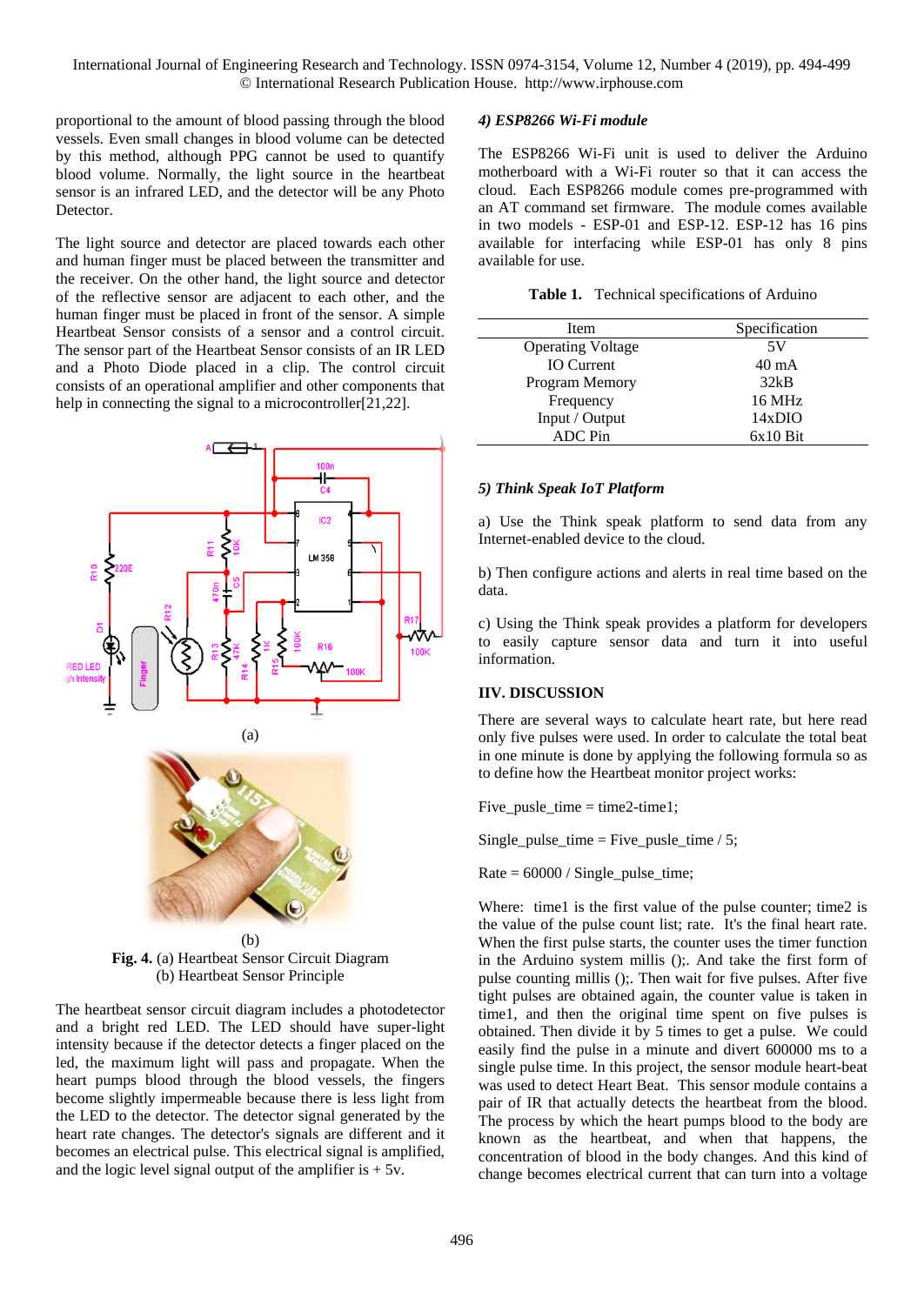proportional to the amount of blood passing through the blood vessels. Even small changes in blood volume can be detected by this method, although PPG cannot be used to quantify blood volume. Normally, the light source in the heartbeat sensor is an infrared LED, and the detector will be any Photo Detector.

The light source and detector are placed towards each other and human finger must be placed between the transmitter and the receiver. On the other hand, the light source and detector of the reflective sensor are adjacent to each other, and the human finger must be placed in front of the sensor. A simple Heartbeat Sensor consists of a sensor and a control circuit. The sensor part of the Heartbeat Sensor consists of an IR LED and a Photo Diode placed in a clip. The control circuit consists of an operational amplifier and other components that help in connecting the signal to a microcontroller[21,22].

(a)

(b)

**Fig. 4.** (a) Heartbeat Sensor Circuit Diagram (b) Heartbeat Sensor Principle

The heartbeat sensor circuit diagram includes a photodetector and a bright red LED. The LED should have super-light intensity because if the detector detects a finger placed on the led, the maximum light will pass and propagate. When the heart pumps blood through the blood vessels, the fingers become slightly impermeable because there is less light from the LED to the detector. The detector signal generated by the heart rate changes. The detector's signals are different and it becomes an electrical pulse. This electrical signal is amplified, and the logic level signal output of the amplifier is + 5v.

*4) ESP8266 Wi-Fi module*

The ESP8266 Wi-Fi unit is used to deliver the Arduino motherboard with a Wi-Fi router so that it can access the cloud. Each ESP8266 module comes pre-programmed with an AT command set firmware. The module comes available in two models - ESP-01 and ESP-12. ESP-12 has 16 pins available for interfacing while ESP-01 has only 8 pins available for use.

**Table 1.** Technical specifications of Arduino

| Item | Specification |
|---|---|
| Operating Voltage | 5V |
| IO Current | 40 mA |
| Program Memory | 32kB |
| Frequency | 16 MHz |
| Input / Output | 14xDIO |
| ADC Pin | 6x10 Bit |

*5) Think Speak IoT Platform*

a) Use the Think speak platform to send data from any Internet-enabled device to the cloud.

b) Then configure actions and alerts in real time based on the data.

c) Using the Think speak provides a platform for developers to easily capture sensor data and turn it into useful information.

## IIV. DISCUSSION

There are several ways to calculate heart rate, but here read only five pulses were used. In order to calculate the total beat in one minute is done by applying the following formula so as to define how the Heartbeat monitor project works:

Five_pusle_time = time2-time1;

Single_pulse_time = Five_pusle_time / 5;

Rate = 60000 / Single_pulse_time;

Where: time1 is the first value of the pulse counter; time2 is the value of the pulse count list; rate. It's the final heart rate. When the first pulse starts, the counter uses the timer function in the Arduino system millis ();. And take the first form of pulse counting millis ();. Then wait for five pulses. After five tight pulses are obtained again, the counter value is taken in time1, and then the original time spent on five pulses is obtained. Divide it by 5 times to get a pulse. We could easily find the pulse in a minute and divert 600000 ms to a single pulse time. In this project, the sensor module heart-beat was used to detect Heart Beat. This sensor module contains a pair of IR that actually detects the heartbeat from the blood. The process by which the heart pumps blood to the body are known as the heartbeat, and when that happens, the concentration of blood in the body changes. And this kind of change becomes electrical current that can turn into a voltage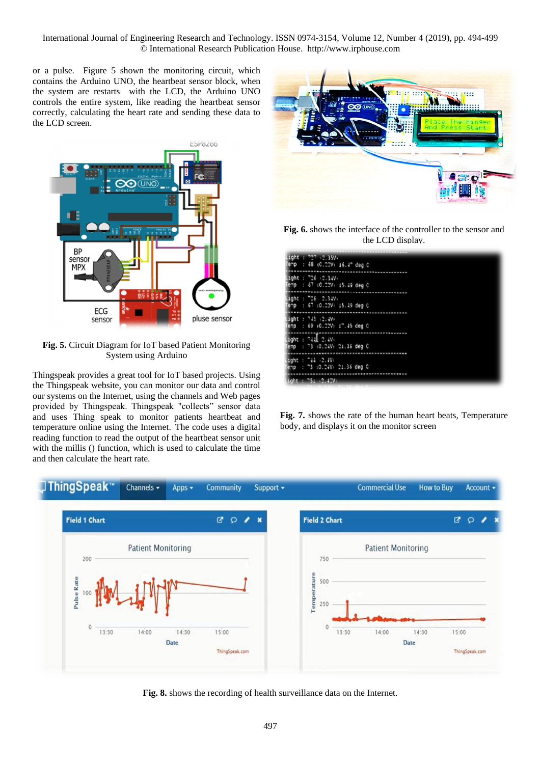or a pulse. Figure 5 shown the monitoring circuit, which contains the Arduino UNO, the heartbeat sensor block, when the system are restarts with the LCD, the Arduino UNO controls the entire system, like reading the heartbeat sensor correctly, calculating the heart rate and sending these data to the LCD screen.

**Fig. 5.** Circuit Diagram for IoT based Patient Monitoring System using Arduino

Thingspeak provides a great tool for IoT based projects. Using the Thingspeak website, you can monitor our data and control our systems on the Internet, using the channels and Web pages provided by Thingspeak. Thingspeak "collects" sensor data and uses Thing speak to monitor patients heartbeat and temperature online using the Internet. The code uses a digital reading function to read the output of the heartbeat sensor unit with the millis () function, which is used to calculate the time and then calculate the heart rate.

**Fig. 6.** shows the interface of the controller to the sensor and the LCD display.

**Fig. 7.** shows the rate of the human heart beats, Temperature body, and displays it on the monitor screen

**Fig. 8.** shows the recording of health surveillance data on the Internet.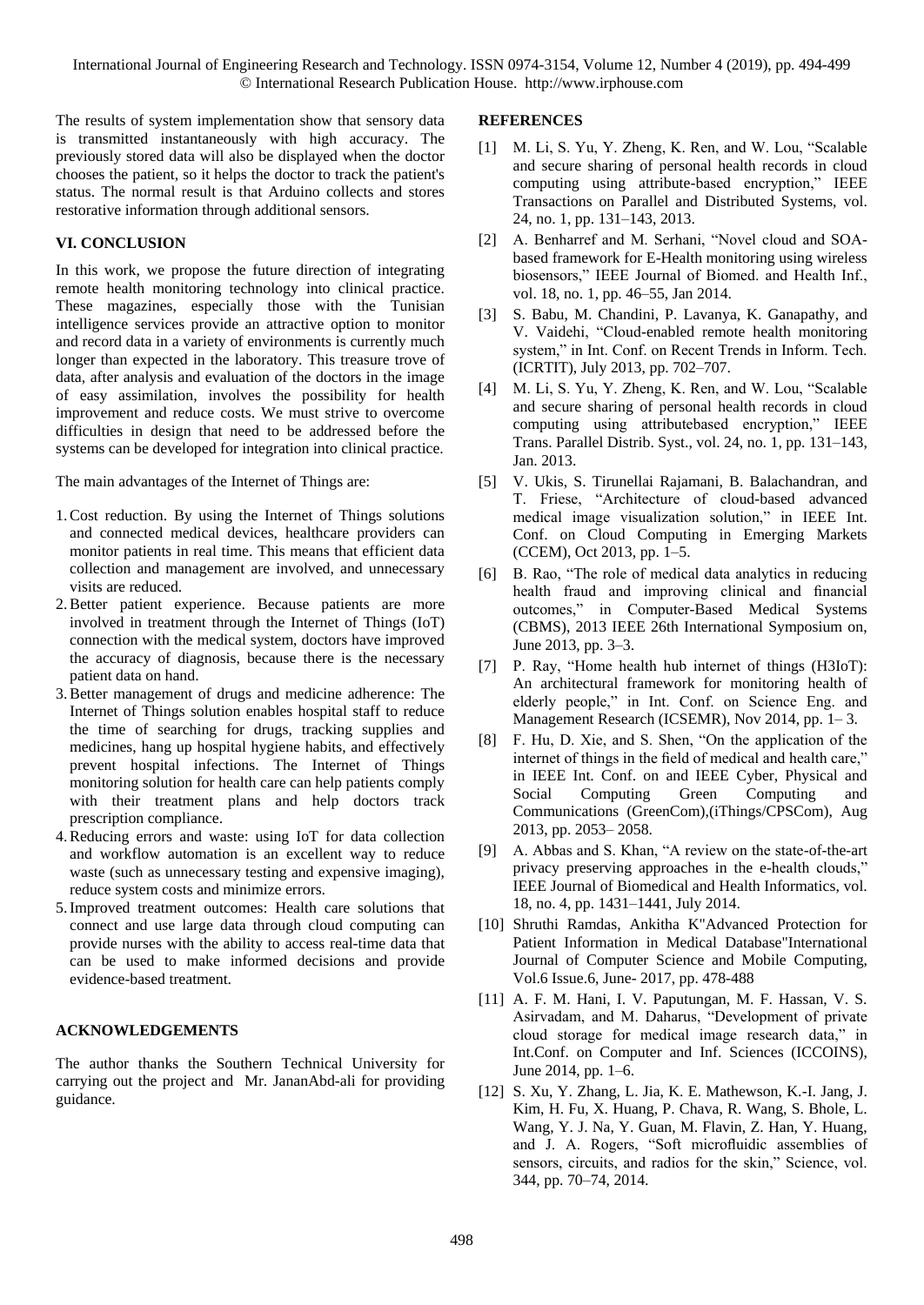The results of system implementation show that sensory data is transmitted instantaneously with high accuracy. The previously stored data will also be displayed when the doctor chooses the patient, so it helps the doctor to track the patient's status. The normal result is that Arduino collects and stores restorative information through additional sensors.

## VI. CONCLUSION

In this work, we propose the future direction of integrating remote health monitoring technology into clinical practice. These magazines, especially those with the Tunisian intelligence services provide an attractive option to monitor and record data in a variety of environments is currently much longer than expected in the laboratory. This treasure trove of data, after analysis and evaluation of the doctors in the image of easy assimilation, involves the possibility for health improvement and reduce costs. We must strive to overcome difficulties in design that need to be addressed before the systems can be developed for integration into clinical practice.

The main advantages of the Internet of Things are:

1. Cost reduction. By using the Internet of Things solutions and connected medical devices, healthcare providers can monitor patients in real time. This means that efficient data collection and management are involved, and unnecessary visits are reduced.
2. Better patient experience. Because patients are more involved in treatment through the Internet of Things (IoT) connection with the medical system, doctors have improved the accuracy of diagnosis, because there is the necessary patient data on hand.
3. Better management of drugs and medicine adherence: The Internet of Things solution enables hospital staff to reduce the time of searching for drugs, tracking supplies and medicines, hang up hospital hygiene habits, and effectively prevent hospital infections. The Internet of Things monitoring solution for health care can help patients comply with their treatment plans and help doctors track prescription compliance.
4. Reducing errors and waste: using IoT for data collection and workflow automation is an excellent way to reduce waste (such as unnecessary testing and expensive imaging), reduce system costs and minimize errors.
5. Improved treatment outcomes: Health care solutions that connect and use large data through cloud computing can provide nurses with the ability to access real-time data that can be used to make informed decisions and provide evidence-based treatment.

## ACKNOWLEDGEMENTS

The author thanks the Southern Technical University for carrying out the project and Mr. JananAbd-ali for providing guidance.

## REFERENCES

[1] M. Li, S. Yu, Y. Zheng, K. Ren, and W. Lou, "Scalable and secure sharing of personal health records in cloud computing using attribute-based encryption," IEEE Transactions on Parallel and Distributed Systems, vol. 24, no. 1, pp. 131–143, 2013.

[2] A. Benharref and M. Serhani, "Novel cloud and SOA-based framework for E-Health monitoring using wireless biosensors," IEEE Journal of Biomed. and Health Inf., vol. 18, no. 1, pp. 46–55, Jan 2014.

[3] S. Babu, M. Chandini, P. Lavanya, K. Ganapathy, and V. Vaidehi, "Cloud-enabled remote health monitoring system," in Int. Conf. on Recent Trends in Inform. Tech. (ICRTIT), July 2013, pp. 702–707.

[4] M. Li, S. Yu, Y. Zheng, K. Ren, and W. Lou, "Scalable and secure sharing of personal health records in cloud computing using attributebased encryption," IEEE Trans. Parallel Distrib. Syst., vol. 24, no. 1, pp. 131–143, Jan. 2013.

[5] V. Ukis, S. Tirunellai Rajamani, B. Balachandran, and T. Friese, "Architecture of cloud-based advanced medical image visualization solution," in IEEE Int. Conf. on Cloud Computing in Emerging Markets (CCEM), Oct 2013, pp. 1–5.

[6] B. Rao, "The role of medical data analytics in reducing health fraud and improving clinical and financial outcomes," in Computer-Based Medical Systems (CBMS), 2013 IEEE 26th International Symposium on, June 2013, pp. 3–3.

[7] P. Ray, "Home health hub internet of things (H3IoT): An architectural framework for monitoring health of elderly people," in Int. Conf. on Science Eng. and Management Research (ICSEMR), Nov 2014, pp. 1– 3.

[8] F. Hu, D. Xie, and S. Shen, "On the application of the internet of things in the field of medical and health care," in IEEE Int. Conf. on and IEEE Cyber, Physical and Social Computing Green Computing and Communications (GreenCom),(iThings/CPSCom), Aug 2013, pp. 2053– 2058.

[9] A. Abbas and S. Khan, "A review on the state-of-the-art privacy preserving approaches in the e-health clouds," IEEE Journal of Biomedical and Health Informatics, vol. 18, no. 4, pp. 1431–1441, July 2014.

[10] Shruthi Ramdas, Ankitha K"Advanced Protection for Patient Information in Medical Database"International Journal of Computer Science and Mobile Computing, Vol.6 Issue.6, June- 2017, pp. 478-488

[11] A. F. M. Hani, I. V. Paputungan, M. F. Hassan, V. S. Asirvadam, and M. Daharus, "Development of private cloud storage for medical image research data," in Int.Conf. on Computer and Inf. Sciences (ICCOINS), June 2014, pp. 1–6.

[12] S. Xu, Y. Zhang, L. Jia, K. E. Mathewson, K.-I. Jang, J. Kim, H. Fu, X. Huang, P. Chava, R. Wang, S. Bhole, L. Wang, Y. J. Na, Y. Guan, M. Flavin, Z. Han, Y. Huang, and J. A. Rogers, "Soft microfluidic assemblies of sensors, circuits, and radios for the skin," Science, vol. 344, pp. 70–74, 2014.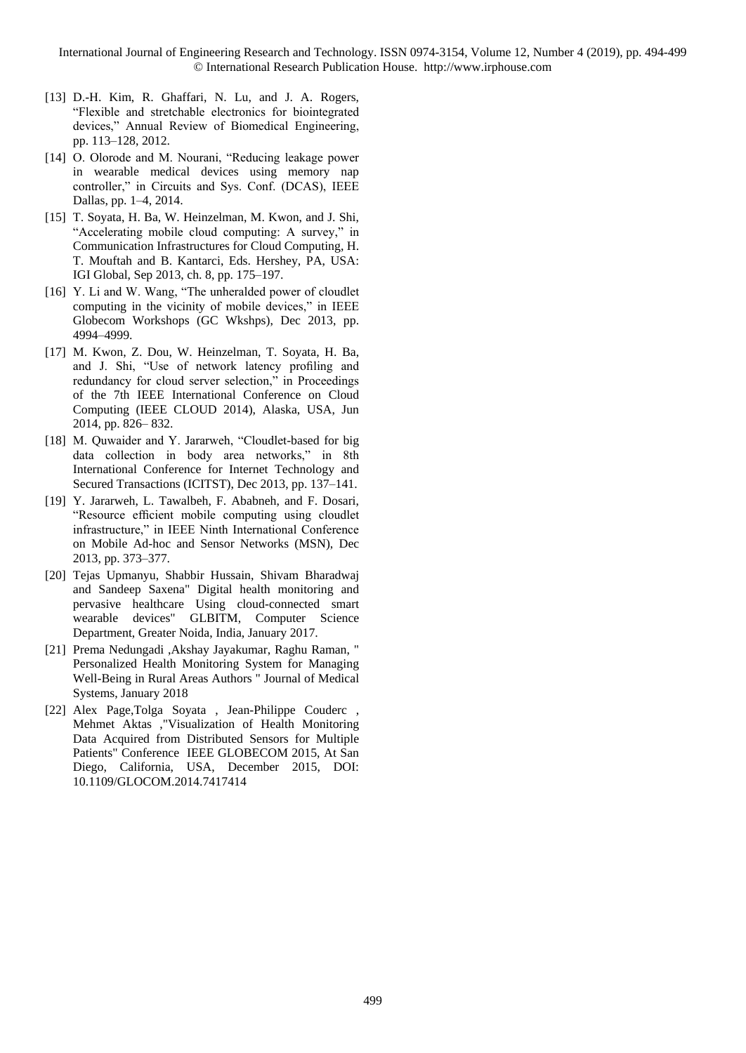[13] D.-H. Kim, R. Ghaffari, N. Lu, and J. A. Rogers, “Flexible and stretchable electronics for biointegrated devices,” Annual Review of Biomedical Engineering, pp. 113–128, 2012.

[14] O. Olorode and M. Nourani, “Reducing leakage power in wearable medical devices using memory nap controller,” in Circuits and Sys. Conf. (DCAS), IEEE Dallas, pp. 1–4, 2014.

[15] T. Soyata, H. Ba, W. Heinzelman, M. Kwon, and J. Shi, “Accelerating mobile cloud computing: A survey,” in Communication Infrastructures for Cloud Computing, H. T. Mouftah and B. Kantarci, Eds. Hershey, PA, USA: IGI Global, Sep 2013, ch. 8, pp. 175–197.

[16] Y. Li and W. Wang, “The unheralded power of cloudlet computing in the vicinity of mobile devices,” in IEEE Globecom Workshops (GC Wkshps), Dec 2013, pp. 4994–4999.

[17] M. Kwon, Z. Dou, W. Heinzelman, T. Soyata, H. Ba, and J. Shi, “Use of network latency profiling and redundancy for cloud server selection,” in Proceedings of the 7th IEEE International Conference on Cloud Computing (IEEE CLOUD 2014), Alaska, USA, Jun 2014, pp. 826– 832.

[18] M. Quwaider and Y. Jararweh, “Cloudlet-based for big data collection in body area networks,” in 8th International Conference for Internet Technology and Secured Transactions (ICITST), Dec 2013, pp. 137–141.

[19] Y. Jararweh, L. Tawalbeh, F. Ababneh, and F. Dosari, “Resource efficient mobile computing using cloudlet infrastructure,” in IEEE Ninth International Conference on Mobile Ad-hoc and Sensor Networks (MSN), Dec 2013, pp. 373–377.

[20] Tejas Upmanyu, Shabbir Hussain, Shivam Bharadwaj and Sandeep Saxena" Digital health monitoring and pervasive healthcare Using cloud-connected smart wearable devices" GLBITM, Computer Science Department, Greater Noida, India, January 2017.

[21] Prema Nedungadi ,Akshay Jayakumar, Raghu Raman, " Personalized Health Monitoring System for Managing Well-Being in Rural Areas Authors " Journal of Medical Systems, January 2018

[22] Alex Page,Tolga Soyata , Jean-Philippe Couderc , Mehmet Aktas ,"Visualization of Health Monitoring Data Acquired from Distributed Sensors for Multiple Patients" Conference IEEE GLOBECOM 2015, At San Diego, California, USA, December 2015, DOI: 10.1109/GLOCOM.2014.7417414